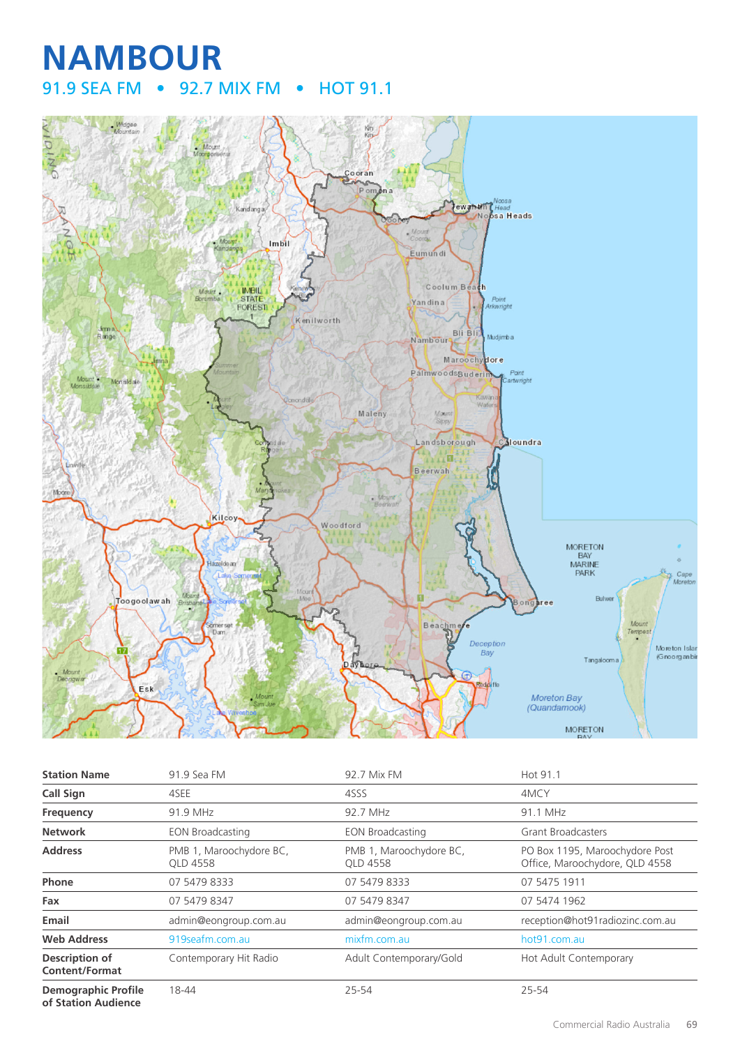# NAMBOUR

## 91.9 SEA FM • 92.7 MIX FM • HOT 91.1

| Station Name | 91.9 Sea FM | 92.7 Mix FM | Hot 91.1 |
|---|---|---|---|
| Call Sign | 4SEE | 4SSS | 4MCY |
| Frequency | 91.9 MHz | 92.7 MHz | 91.1 MHz |
| Network | EON Broadcasting | EON Broadcasting | Grant Broadcasters |
| Address | PMB 1, Maroochydore BC, QLD 4558 | PMB 1, Maroochydore BC, QLD 4558 | PO Box 1195, Maroochydore Post Office, Maroochydore, QLD 4558 |
| Phone | 07 5479 8333 | 07 5479 8333 | 07 5475 1911 |
| Fax | 07 5479 8347 | 07 5479 8347 | 07 5474 1962 |
| Email | admin@eongroup.com.au | admin@eongroup.com.au | reception@hot91radioinc.com.au |
| Web Address | 919seafm.com.au | mixfm.com.au | hot91.com.au |
| Description of Content/Format | Contemporary Hit Radio | Adult Contemporary/Gold | Hot Adult Contemporary |
| Demographic Profile of Station Audience | 18-44 | 25-54 | 25-54 |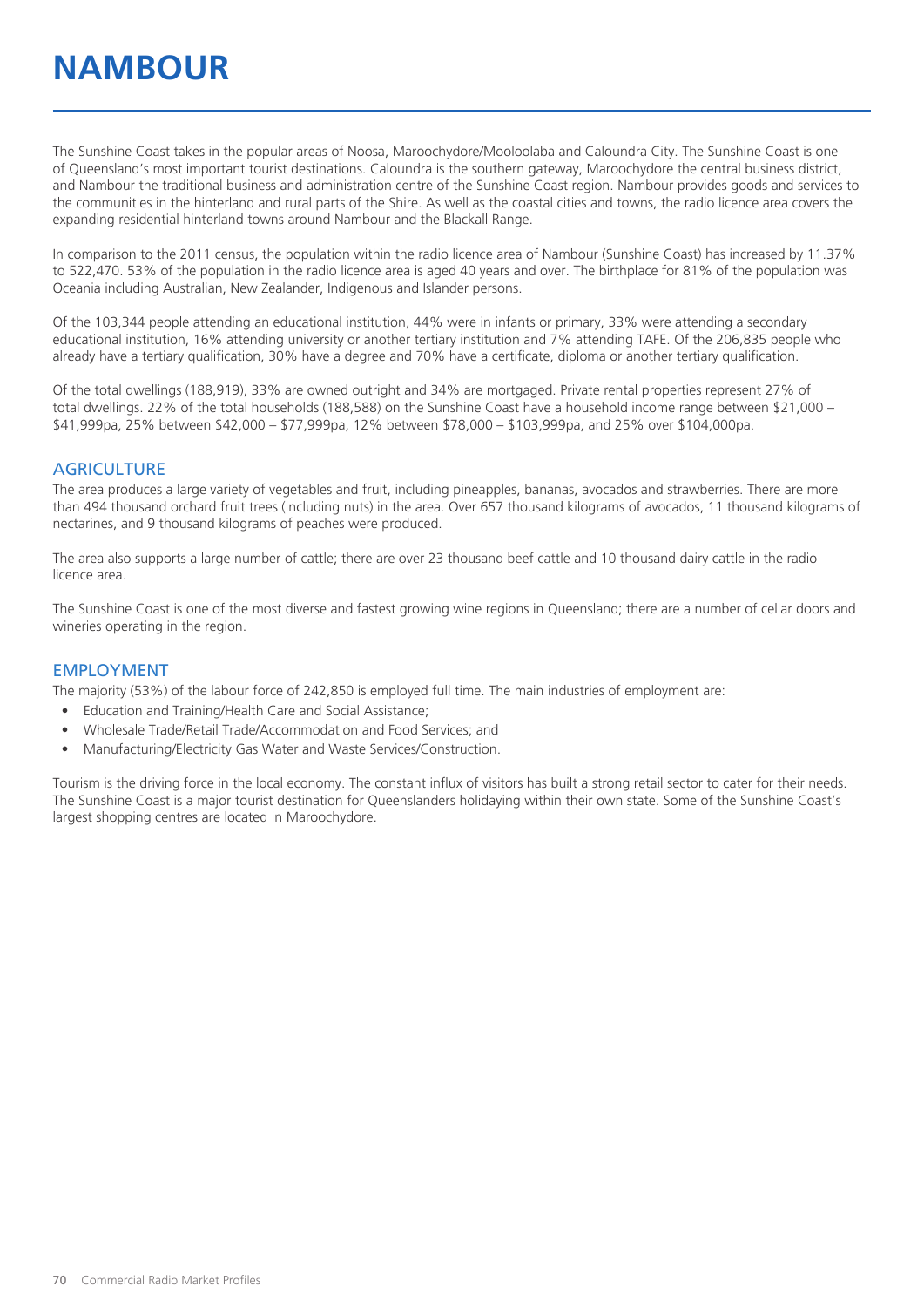# NAMBOUR

The Sunshine Coast takes in the popular areas of Noosa, Maroochydore/Mooloolaba and Caloundra City. The Sunshine Coast is one of Queensland's most important tourist destinations. Caloundra is the southern gateway, Maroochydore the central business district, and Nambour the traditional business and administration centre of the Sunshine Coast region. Nambour provides goods and services to the communities in the hinterland and rural parts of the Shire. As well as the coastal cities and towns, the radio licence area covers the expanding residential hinterland towns around Nambour and the Blackall Range.

In comparison to the 2011 census, the population within the radio licence area of Nambour (Sunshine Coast) has increased by 11.37% to 522,470. 53% of the population in the radio licence area is aged 40 years and over. The birthplace for 81% of the population was Oceania including Australian, New Zealander, Indigenous and Islander persons.

Of the 103,344 people attending an educational institution, 44% were in infants or primary, 33% were attending a secondary educational institution, 16% attending university or another tertiary institution and 7% attending TAFE. Of the 206,835 people who already have a tertiary qualification, 30% have a degree and 70% have a certificate, diploma or another tertiary qualification.

Of the total dwellings (188,919), 33% are owned outright and 34% are mortgaged. Private rental properties represent 27% of total dwellings. 22% of the total households (188,588) on the Sunshine Coast have a household income range between $21,000 – $41,999pa, 25% between $42,000 – $77,999pa, 12% between $78,000 – $103,999pa, and 25% over $104,000pa.

## AGRICULTURE

The area produces a large variety of vegetables and fruit, including pineapples, bananas, avocados and strawberries. There are more than 494 thousand orchard fruit trees (including nuts) in the area. Over 657 thousand kilograms of avocados, 11 thousand kilograms of nectarines, and 9 thousand kilograms of peaches were produced.

The area also supports a large number of cattle; there are over 23 thousand beef cattle and 10 thousand dairy cattle in the radio licence area.

The Sunshine Coast is one of the most diverse and fastest growing wine regions in Queensland; there are a number of cellar doors and wineries operating in the region.

## EMPLOYMENT

The majority (53%) of the labour force of 242,850 is employed full time. The main industries of employment are:

- Education and Training/Health Care and Social Assistance;
- Wholesale Trade/Retail Trade/Accommodation and Food Services; and
- Manufacturing/Electricity Gas Water and Waste Services/Construction.

Tourism is the driving force in the local economy. The constant influx of visitors has built a strong retail sector to cater for their needs. The Sunshine Coast is a major tourist destination for Queenslanders holidaying within their own state. Some of the Sunshine Coast's largest shopping centres are located in Maroochydore.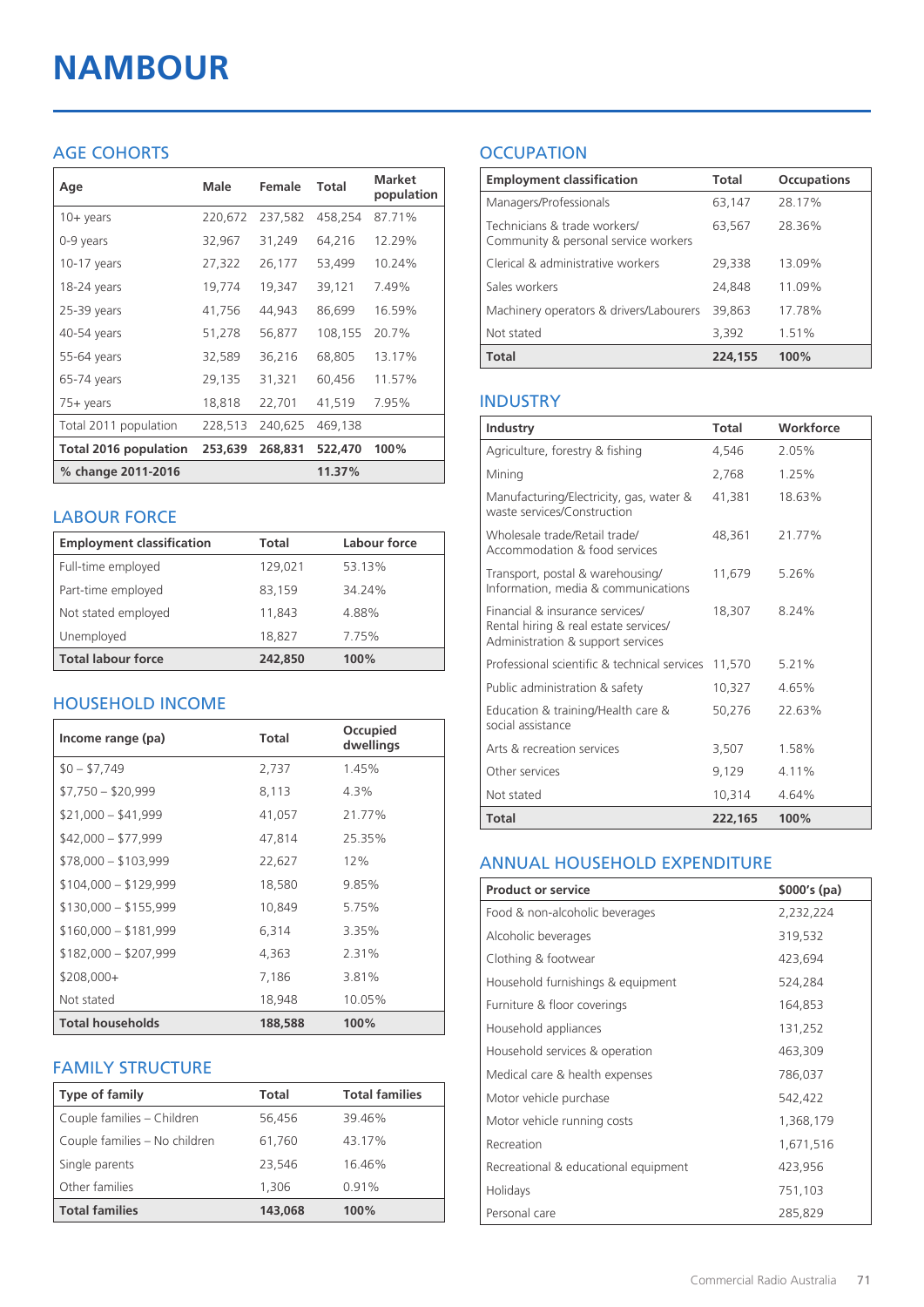# NAMBOUR

## AGE COHORTS

| Age | Male | Female | Total | Market population |
|---|---|---|---|---|
| 10+ years | 220,672 | 237,582 | 458,254 | 87.71% |
| 0-9 years | 32,967 | 31,249 | 64,216 | 12.29% |
| 10-17 years | 27,322 | 26,177 | 53,499 | 10.24% |
| 18-24 years | 19,774 | 19,347 | 39,121 | 7.49% |
| 25-39 years | 41,756 | 44,943 | 86,699 | 16.59% |
| 40-54 years | 51,278 | 56,877 | 108,155 | 20.7% |
| 55-64 years | 32,589 | 36,216 | 68,805 | 13.17% |
| 65-74 years | 29,135 | 31,321 | 60,456 | 11.57% |
| 75+ years | 18,818 | 22,701 | 41,519 | 7.95% |
| Total 2011 population | 228,513 | 240,625 | 469,138 | |
| **Total 2016 population** | **253,639** | **268,831** | **522,470** | **100%** |
| **% change 2011-2016** | | | **11.37%** | |

## LABOUR FORCE

| Employment classification | Total | Labour force |
|---|---|---|
| Full-time employed | 129,021 | 53.13% |
| Part-time employed | 83,159 | 34.24% |
| Not stated employed | 11,843 | 4.88% |
| Unemployed | 18,827 | 7.75% |
| **Total labour force** | **242,850** | **100%** |

## HOUSEHOLD INCOME

| Income range (pa) | Total | Occupied dwellings |
|---|---|---|
| $0 – $7,749 | 2,737 | 1.45% |
| $7,750 – $20,999 | 8,113 | 4.3% |
| $21,000 – $41,999 | 41,057 | 21.77% |
| $42,000 – $77,999 | 47,814 | 25.35% |
| $78,000 – $103,999 | 22,627 | 12% |
| $104,000 – $129,999 | 18,580 | 9.85% |
| $130,000 – $155,999 | 10,849 | 5.75% |
| $160,000 – $181,999 | 6,314 | 3.35% |
| $182,000 – $207,999 | 4,363 | 2.31% |
| $208,000+ | 7,186 | 3.81% |
| Not stated | 18,948 | 10.05% |
| **Total households** | **188,588** | **100%** |

## FAMILY STRUCTURE

| Type of family | Total | Total families |
|---|---|---|
| Couple families – Children | 56,456 | 39.46% |
| Couple families – No children | 61,760 | 43.17% |
| Single parents | 23,546 | 16.46% |
| Other families | 1,306 | 0.91% |
| **Total families** | **143,068** | **100%** |

## OCCUPATION

| Employment classification | Total | Occupations |
|---|---|---|
| Managers/Professionals | 63,147 | 28.17% |
| Technicians & trade workers/ Community & personal service workers | 63,567 | 28.36% |
| Clerical & administrative workers | 29,338 | 13.09% |
| Sales workers | 24,848 | 11.09% |
| Machinery operators & drivers/Labourers | 39,863 | 17.78% |
| Not stated | 3,392 | 1.51% |
| **Total** | **224,155** | **100%** |

## INDUSTRY

| Industry | Total | Workforce |
|---|---|---|
| Agriculture, forestry & fishing | 4,546 | 2.05% |
| Mining | 2,768 | 1.25% |
| Manufacturing/Electricity, gas, water & waste services/Construction | 41,381 | 18.63% |
| Wholesale trade/Retail trade/ Accommodation & food services | 48,361 | 21.77% |
| Transport, postal & warehousing/ Information, media & communications | 11,679 | 5.26% |
| Financial & insurance services/ Rental hiring & real estate services/ Administration & support services | 18,307 | 8.24% |
| Professional scientific & technical services | 11,570 | 5.21% |
| Public administration & safety | 10,327 | 4.65% |
| Education & training/Health care & social assistance | 50,276 | 22.63% |
| Arts & recreation services | 3,507 | 1.58% |
| Other services | 9,129 | 4.11% |
| Not stated | 10,314 | 4.64% |
| **Total** | **222,165** | **100%** |

## ANNUAL HOUSEHOLD EXPENDITURE

| Product or service | $000's (pa) |
|---|---|
| Food & non-alcoholic beverages | 2,232,224 |
| Alcoholic beverages | 319,532 |
| Clothing & footwear | 423,694 |
| Household furnishings & equipment | 524,284 |
| Furniture & floor coverings | 164,853 |
| Household appliances | 131,252 |
| Household services & operation | 463,309 |
| Medical care & health expenses | 786,037 |
| Motor vehicle purchase | 542,422 |
| Motor vehicle running costs | 1,368,179 |
| Recreation | 1,671,516 |
| Recreational & educational equipment | 423,956 |
| Holidays | 751,103 |
| Personal care | 285,829 |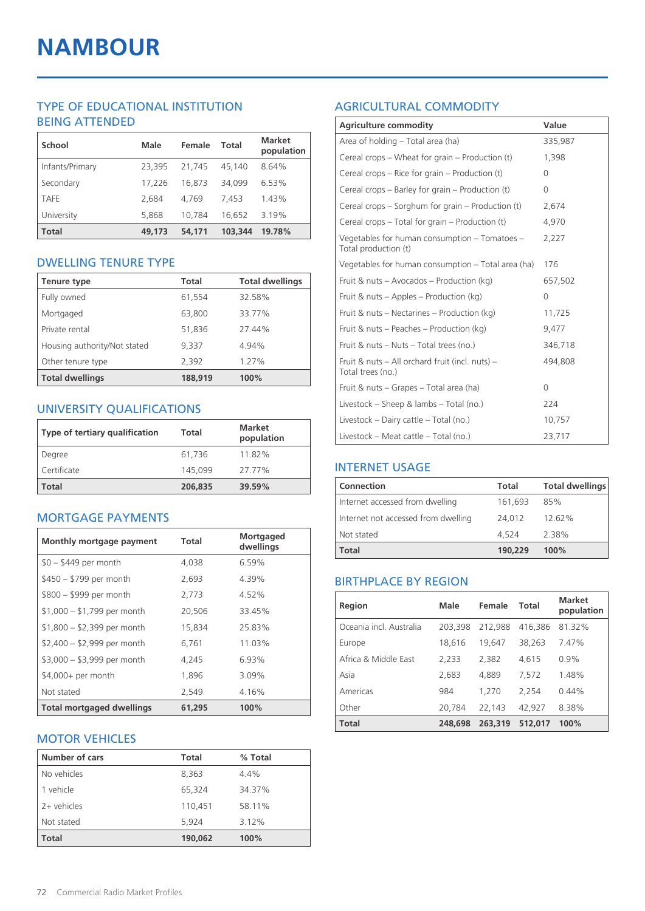# NAMBOUR

## TYPE OF EDUCATIONAL INSTITUTION BEING ATTENDED

| School | Male | Female | Total | Market population |
|---|---|---|---|---|
| Infants/Primary | 23,395 | 21,745 | 45,140 | 8.64% |
| Secondary | 17,226 | 16,873 | 34,099 | 6.53% |
| TAFE | 2,684 | 4,769 | 7,453 | 1.43% |
| University | 5,868 | 10,784 | 16,652 | 3.19% |
| **Total** | **49,173** | **54,171** | **103,344** | **19.78%** |

## DWELLING TENURE TYPE

| Tenure type | Total | Total dwellings |
|---|---|---|
| Fully owned | 61,554 | 32.58% |
| Mortgaged | 63,800 | 33.77% |
| Private rental | 51,836 | 27.44% |
| Housing authority/Not stated | 9,337 | 4.94% |
| Other tenure type | 2,392 | 1.27% |
| **Total dwellings** | **188,919** | **100%** |

## UNIVERSITY QUALIFICATIONS

| Type of tertiary qualification | Total | Market population |
|---|---|---|
| Degree | 61,736 | 11.82% |
| Certificate | 145,099 | 27.77% |
| **Total** | **206,835** | **39.59%** |

## MORTGAGE PAYMENTS

| Monthly mortgage payment | Total | Mortgaged dwellings |
|---|---|---|
| $0 – $449 per month | 4,038 | 6.59% |
| $450 – $799 per month | 2,693 | 4.39% |
| $800 – $999 per month | 2,773 | 4.52% |
| $1,000 – $1,799 per month | 20,506 | 33.45% |
| $1,800 – $2,399 per month | 15,834 | 25.83% |
| $2,400 – $2,999 per month | 6,761 | 11.03% |
| $3,000 – $3,999 per month | 4,245 | 6.93% |
| $4,000+ per month | 1,896 | 3.09% |
| Not stated | 2,549 | 4.16% |
| **Total mortgaged dwellings** | **61,295** | **100%** |

## MOTOR VEHICLES

| Number of cars | Total | % Total |
|---|---|---|
| No vehicles | 8,363 | 4.4% |
| 1 vehicle | 65,324 | 34.37% |
| 2+ vehicles | 110,451 | 58.11% |
| Not stated | 5,924 | 3.12% |
| **Total** | **190,062** | **100%** |

## AGRICULTURAL COMMODITY

| Agriculture commodity | Value |
|---|---|
| Area of holding – Total area (ha) | 335,987 |
| Cereal crops – Wheat for grain – Production (t) | 1,398 |
| Cereal crops – Rice for grain – Production (t) | 0 |
| Cereal crops – Barley for grain – Production (t) | 0 |
| Cereal crops – Sorghum for grain – Production (t) | 2,674 |
| Cereal crops – Total for grain – Production (t) | 4,970 |
| Vegetables for human consumption – Tomatoes – Total production (t) | 2,227 |
| Vegetables for human consumption – Total area (ha) | 176 |
| Fruit & nuts – Avocados – Production (kg) | 657,502 |
| Fruit & nuts – Apples – Production (kg) | 0 |
| Fruit & nuts – Nectarines – Production (kg) | 11,725 |
| Fruit & nuts – Peaches – Production (kg) | 9,477 |
| Fruit & nuts – Nuts – Total trees (no.) | 346,718 |
| Fruit & nuts – All orchard fruit (incl. nuts) – Total trees (no.) | 494,808 |
| Fruit & nuts – Grapes – Total area (ha) | 0 |
| Livestock – Sheep & lambs – Total (no.) | 224 |
| Livestock – Dairy cattle – Total (no.) | 10,757 |
| Livestock – Meat cattle – Total (no.) | 23,717 |

## INTERNET USAGE

| Connection | Total | Total dwellings |
|---|---|---|
| Internet accessed from dwelling | 161,693 | 85% |
| Internet not accessed from dwelling | 24,012 | 12.62% |
| Not stated | 4,524 | 2.38% |
| **Total** | **190,229** | **100%** |

## BIRTHPLACE BY REGION

| Region | Male | Female | Total | Market population |
|---|---|---|---|---|
| Oceania incl. Australia | 203,398 | 212,988 | 416,386 | 81.32% |
| Europe | 18,616 | 19,647 | 38,263 | 7.47% |
| Africa & Middle East | 2,233 | 2,382 | 4,615 | 0.9% |
| Asia | 2,683 | 4,889 | 7,572 | 1.48% |
| Americas | 984 | 1,270 | 2,254 | 0.44% |
| Other | 20,784 | 22,143 | 42,927 | 8.38% |
| **Total** | **248,698** | **263,319** | **512,017** | **100%** |